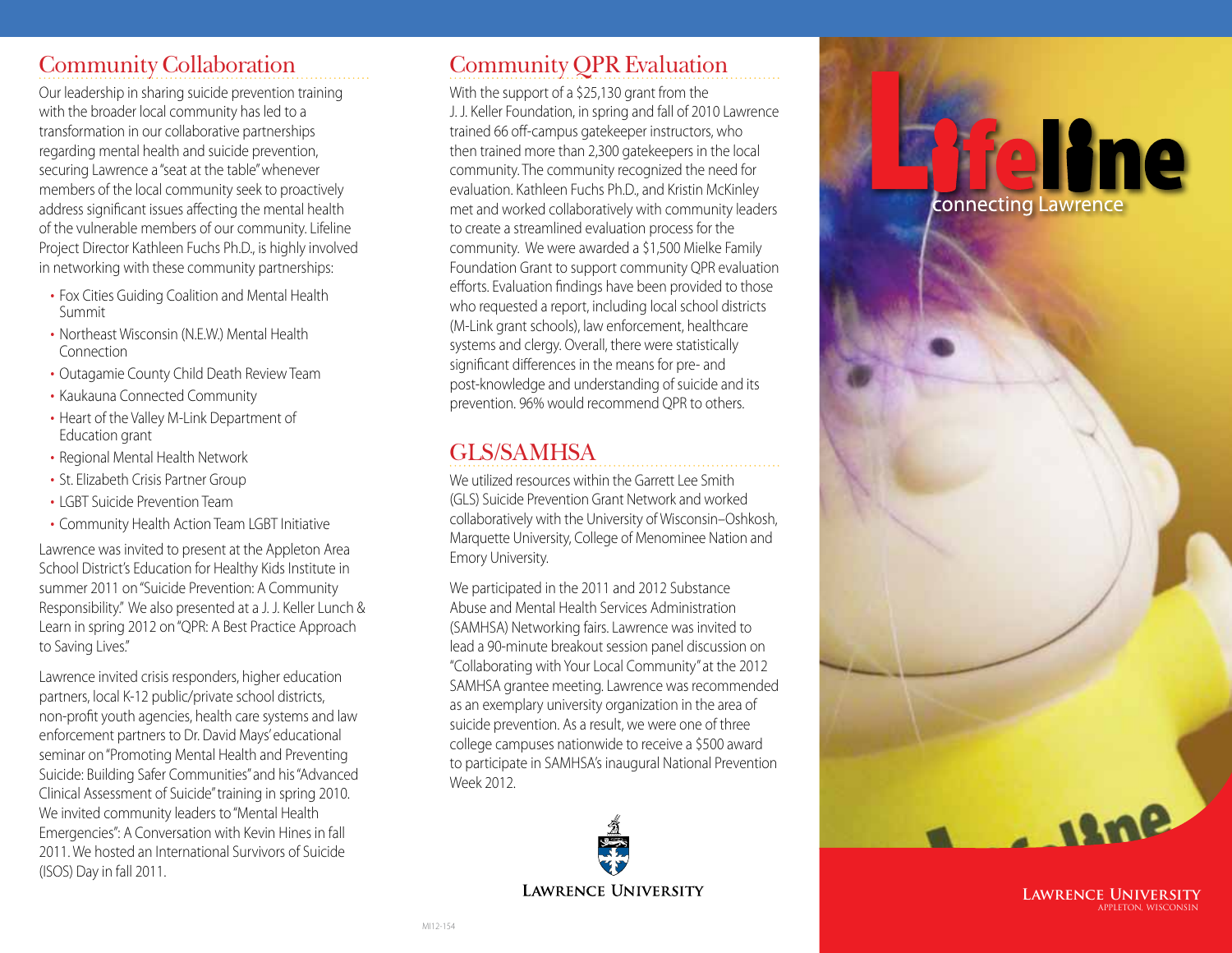## Community Collaboration

Our leadership in sharing suicide prevention training with the broader local community has led to a transformation in our collaborative partnerships regarding mental health and suicide prevention, securing Lawrence a "seat at the table" whenever members of the local community seek to proactively address significant issues affecting the mental health of the vulnerable members of our community. Lifeline Project Director Kathleen Fuchs Ph.D., is highly involved in networking with these community partnerships:

- Fox Cities Guiding Coalition and Mental Health Summit
- Northeast Wisconsin (N.E.W.) Mental Health Connection
- Outagamie County Child Death Review Team
- Kaukauna Connected Community
- Heart of the Valley M-Link Department of Education grant
- Regional Mental Health Network
- St. Elizabeth Crisis Partner Group
- LGBT Suicide Prevention Team
- Community Health Action Team LGBT Initiative

Lawrence was invited to present at the Appleton Area School District's Education for Healthy Kids Institute in summer 2011 on "Suicide Prevention: A Community Responsibility." We also presented at a J. J. Keller Lunch & Learn in spring 2012 on "QPR: A Best Practice Approach to Saving Lives."

Lawrence invited crisis responders, higher education partners, local K-12 public/private school districts, non-profit youth agencies, health care systems and law enforcement partners to Dr. David Mays' educational seminar on "Promoting Mental Health and Preventing Suicide: Building Safer Communities" and his "Advanced Clinical Assessment of Suicide" training in spring 2010. We invited community leaders to "Mental Health Emergencies": A Conversation with Kevin Hines in fall 2011. We hosted an International Survivors of Suicide (ISOS) Day in fall 2011.

## Community QPR Evaluation

With the support of a $25,130 grant from the J. J. Keller Foundation, in spring and fall of 2010 Lawrence trained 66 off-campus gatekeeper instructors, who then trained more than 2,300 gatekeepers in the local community. The community recognized the need for evaluation. Kathleen Fuchs Ph.D., and Kristin McKinley met and worked collaboratively with community leaders to create a streamlined evaluation process for the community. We were awarded a $1,500 Mielke Family Foundation Grant to support community QPR evaluation efforts. Evaluation findings have been provided to those who requested a report, including local school districts (M-Link grant schools), law enforcement, healthcare systems and clergy. Overall, there were statistically significant differences in the means for pre- and post-knowledge and understanding of suicide and its prevention. 96% would recommend QPR to others.

## GLS/SAMHSA

We utilized resources within the Garrett Lee Smith (GLS) Suicide Prevention Grant Network and worked collaboratively with the University of Wisconsin–Oshkosh, Marquette University, College of Menominee Nation and Emory University.

We participated in the 2011 and 2012 Substance Abuse and Mental Health Services Administration (SAMHSA) Networking fairs. Lawrence was invited to lead a 90-minute breakout session panel discussion on "Collaborating with Your Local Community" at the 2012 SAMHSA grantee meeting. Lawrence was recommended as an exemplary university organization in the area of suicide prevention. As a result, we were one of three college campuses nationwide to receive a $500 award to participate in SAMHSA's inaugural National Prevention Week 2012.

LAWRENCE UNIVERSITY

MI12-154

# Lifeline

connecting Lawrence

LAWRENCE UNIVERSITY
APPLETON, WISCONSIN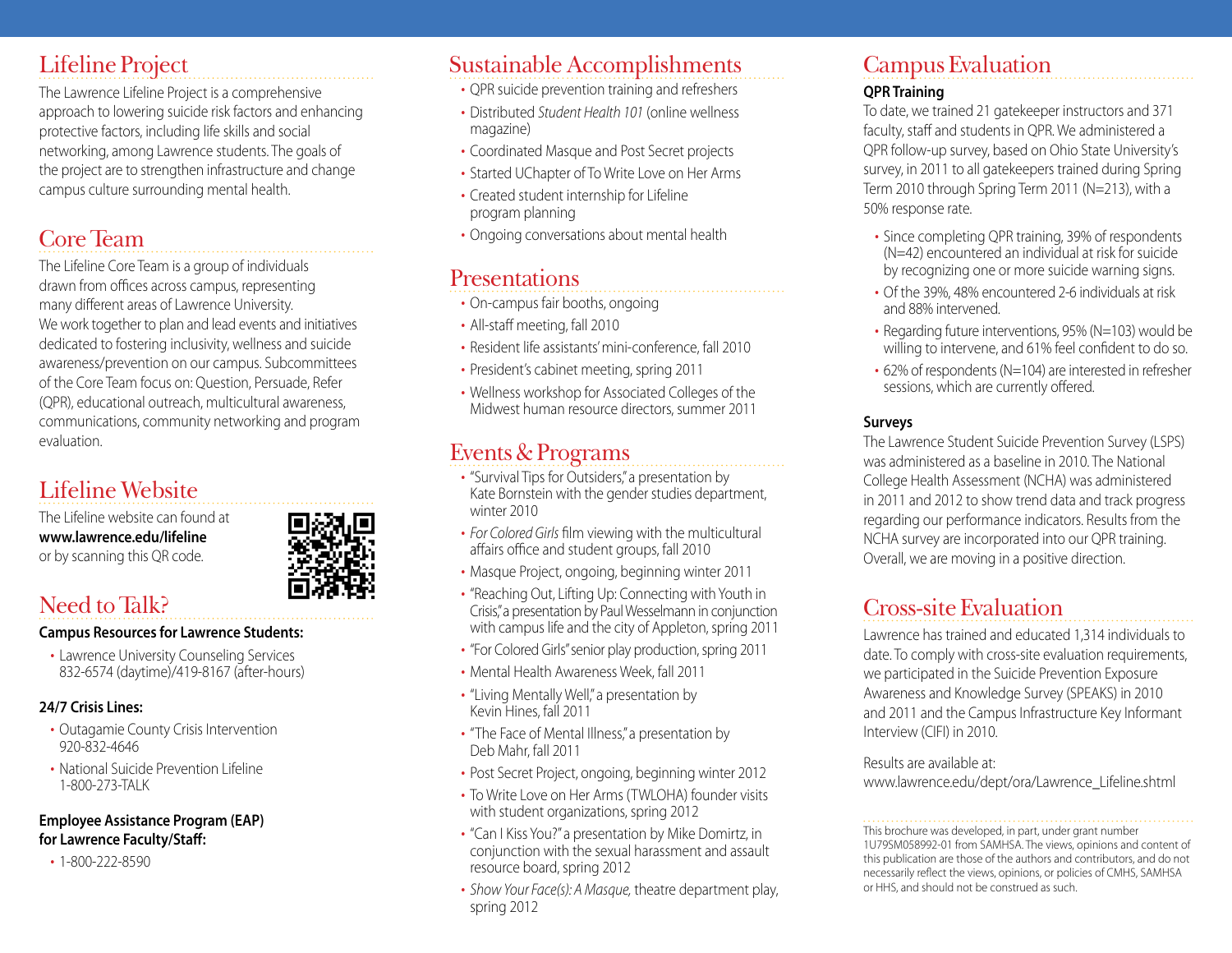## Lifeline Project

The Lawrence Lifeline Project is a comprehensive approach to lowering suicide risk factors and enhancing protective factors, including life skills and social networking, among Lawrence students. The goals of the project are to strengthen infrastructure and change campus culture surrounding mental health.

## Core Team

The Lifeline Core Team is a group of individuals drawn from offices across campus, representing many different areas of Lawrence University. We work together to plan and lead events and initiatives dedicated to fostering inclusivity, wellness and suicide awareness/prevention on our campus. Subcommittees of the Core Team focus on: Question, Persuade, Refer (QPR), educational outreach, multicultural awareness, communications, community networking and program evaluation.

## Lifeline Website

The Lifeline website can found at **www.lawrence.edu/lifeline** or by scanning this QR code.

## Need to Talk?

**Campus Resources for Lawrence Students:**

- Lawrence University Counseling Services 832-6574 (daytime)/419-8167 (after-hours)

**24/7 Crisis Lines:**

- Outagamie County Crisis Intervention 920-832-4646
- National Suicide Prevention Lifeline 1-800-273-TALK

**Employee Assistance Program (EAP) for Lawrence Faculty/Staff:**

- 1-800-222-8590

## Sustainable Accomplishments

- QPR suicide prevention training and refreshers
- Distributed *Student Health 101* (online wellness magazine)
- Coordinated Masque and Post Secret projects
- Started UChapter of To Write Love on Her Arms
- Created student internship for Lifeline program planning
- Ongoing conversations about mental health

## Presentations

- On-campus fair booths, ongoing
- All-staff meeting, fall 2010
- Resident life assistants' mini-conference, fall 2010
- President's cabinet meeting, spring 2011
- Wellness workshop for Associated Colleges of the Midwest human resource directors, summer 2011

## Events & Programs

- "Survival Tips for Outsiders," a presentation by Kate Bornstein with the gender studies department, winter 2010
- *For Colored Girls* film viewing with the multicultural affairs office and student groups, fall 2010
- Masque Project, ongoing, beginning winter 2011
- "Reaching Out, Lifting Up: Connecting with Youth in Crisis," a presentation by Paul Wesselmann in conjunction with campus life and the city of Appleton, spring 2011
- "For Colored Girls" senior play production, spring 2011
- Mental Health Awareness Week, fall 2011
- "Living Mentally Well," a presentation by Kevin Hines, fall 2011
- "The Face of Mental Illness," a presentation by Deb Mahr, fall 2011
- Post Secret Project, ongoing, beginning winter 2012
- To Write Love on Her Arms (TWLOHA) founder visits with student organizations, spring 2012
- "Can I Kiss You?" a presentation by Mike Domirtz, in conjunction with the sexual harassment and assault resource board, spring 2012
- *Show Your Face(s): A Masque,* theatre department play, spring 2012

## Campus Evaluation

**QPR Training**

To date, we trained 21 gatekeeper instructors and 371 faculty, staff and students in QPR. We administered a QPR follow-up survey, based on Ohio State University's survey, in 2011 to all gatekeepers trained during Spring Term 2010 through Spring Term 2011 (N=213), with a 50% response rate.

- Since completing QPR training, 39% of respondents (N=42) encountered an individual at risk for suicide by recognizing one or more suicide warning signs.
- Of the 39%, 48% encountered 2-6 individuals at risk and 88% intervened.
- Regarding future interventions, 95% (N=103) would be willing to intervene, and 61% feel confident to do so.
- 62% of respondents (N=104) are interested in refresher sessions, which are currently offered.

**Surveys**

The Lawrence Student Suicide Prevention Survey (LSPS) was administered as a baseline in 2010. The National College Health Assessment (NCHA) was administered in 2011 and 2012 to show trend data and track progress regarding our performance indicators. Results from the NCHA survey are incorporated into our QPR training. Overall, we are moving in a positive direction.

## Cross-site Evaluation

Lawrence has trained and educated 1,314 individuals to date. To comply with cross-site evaluation requirements, we participated in the Suicide Prevention Exposure Awareness and Knowledge Survey (SPEAKS) in 2010 and 2011 and the Campus Infrastructure Key Informant Interview (CIFI) in 2010.

Results are available at: www.lawrence.edu/dept/ora/Lawrence_Lifeline.shtml

This brochure was developed, in part, under grant number 1U79SM058992-01 from SAMHSA. The views, opinions and content of this publication are those of the authors and contributors, and do not necessarily reflect the views, opinions, or policies of CMHS, SAMHSA or HHS, and should not be construed as such.